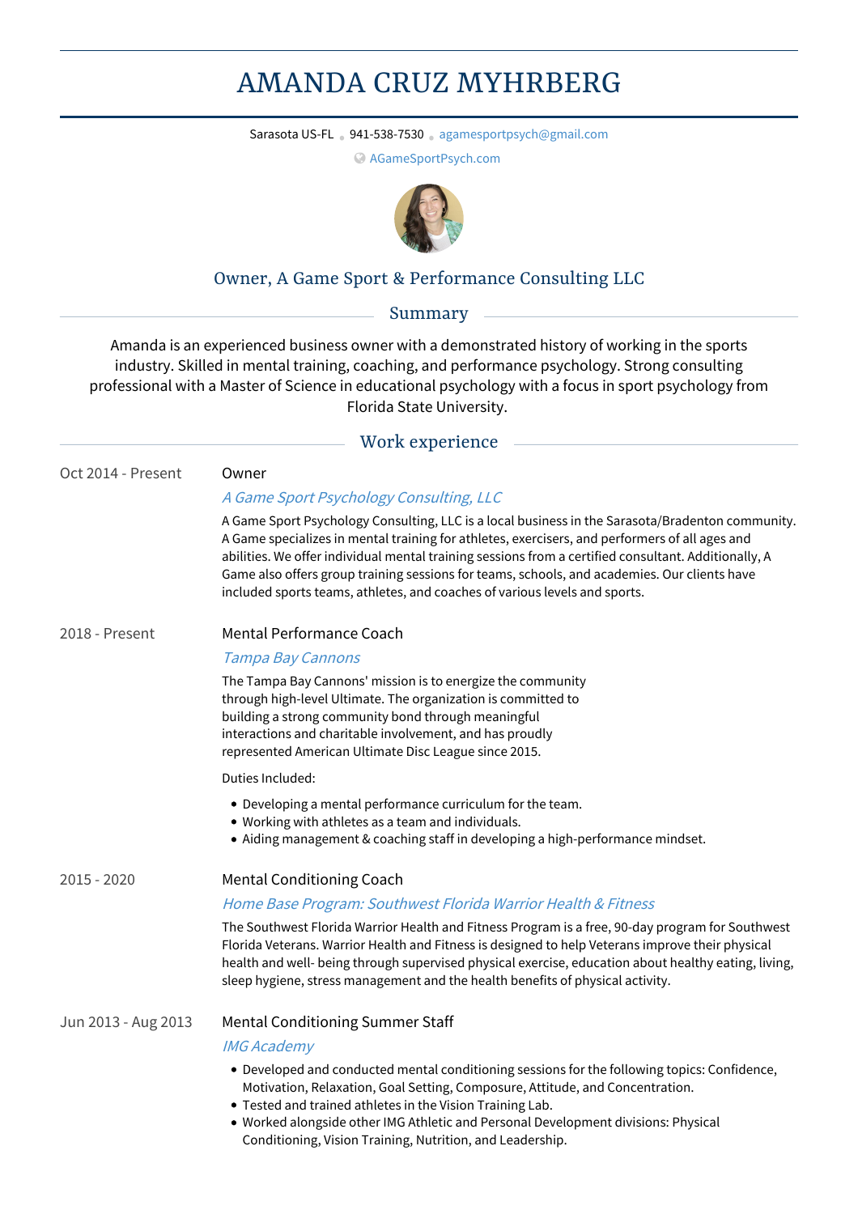# AMANDA CRUZ MYHRBERG

Sarasota US-FL · 941-538-7530 · agamesportpsych@gmail.com

AGameSportPsych.com

### Owner, A Game Sport & Performance Consulting LLC

## Summary

Amanda is an experienced business owner with a demonstrated history of working in the sports industry. Skilled in mental training, coaching, and performance psychology. Strong consulting professional with a Master of Science in educational psychology with a focus in sport psychology from Florida State University.

## Work experience

**Oct 2014 - Present**

### Owner

*A Game Sport Psychology Consulting, LLC*

A Game Sport Psychology Consulting, LLC is a local business in the Sarasota/Bradenton community. A Game specializes in mental training for athletes, exercisers, and performers of all ages and abilities. We offer individual mental training sessions from a certified consultant. Additionally, A Game also offers group training sessions for teams, schools, and academies. Our clients have included sports teams, athletes, and coaches of various levels and sports.

**2018 - Present**

### Mental Performance Coach

*Tampa Bay Cannons*

The Tampa Bay Cannons' mission is to energize the community through high-level Ultimate. The organization is committed to building a strong community bond through meaningful interactions and charitable involvement, and has proudly represented American Ultimate Disc League since 2015.

Duties Included:

- Developing a mental performance curriculum for the team.
- Working with athletes as a team and individuals.
- Aiding management & coaching staff in developing a high-performance mindset.

**2015 - 2020**

### Mental Conditioning Coach

*Home Base Program: Southwest Florida Warrior Health & Fitness*

The Southwest Florida Warrior Health and Fitness Program is a free, 90-day program for Southwest Florida Veterans. Warrior Health and Fitness is designed to help Veterans improve their physical health and well- being through supervised physical exercise, education about healthy eating, living, sleep hygiene, stress management and the health benefits of physical activity.

**Jun 2013 - Aug 2013**

### Mental Conditioning Summer Staff

*IMG Academy*

- Developed and conducted mental conditioning sessions for the following topics: Confidence, Motivation, Relaxation, Goal Setting, Composure, Attitude, and Concentration.
- Tested and trained athletes in the Vision Training Lab.
- Worked alongside other IMG Athletic and Personal Development divisions: Physical Conditioning, Vision Training, Nutrition, and Leadership.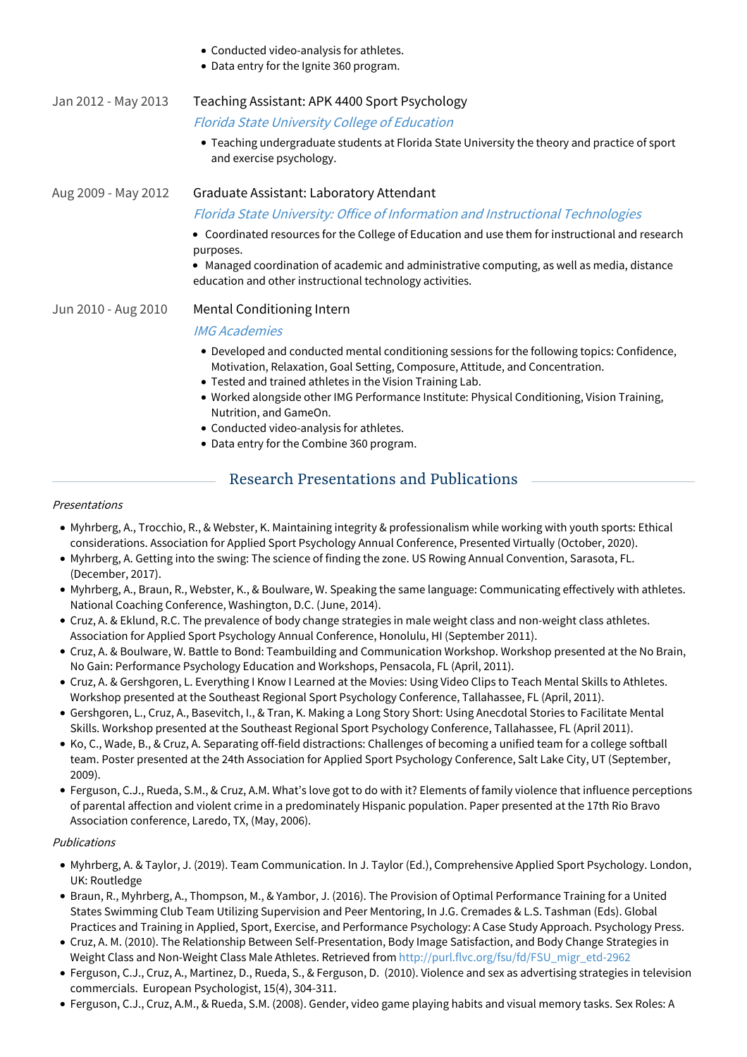- Conducted video-analysis for athletes.
- Data entry for the Ignite 360 program.

Jan 2012 - May 2013

**Teaching Assistant: APK 4400 Sport Psychology**

*Florida State University College of Education*

- Teaching undergraduate students at Florida State University the theory and practice of sport and exercise psychology.

Aug 2009 - May 2012

**Graduate Assistant: Laboratory Attendant**

*Florida State University: Office of Information and Instructional Technologies*

- Coordinated resources for the College of Education and use them for instructional and research purposes.
- Managed coordination of academic and administrative computing, as well as media, distance education and other instructional technology activities.

Jun 2010 - Aug 2010

**Mental Conditioning Intern**

*IMG Academies*

- Developed and conducted mental conditioning sessions for the following topics: Confidence, Motivation, Relaxation, Goal Setting, Composure, Attitude, and Concentration.
- Tested and trained athletes in the Vision Training Lab.
- Worked alongside other IMG Performance Institute: Physical Conditioning, Vision Training, Nutrition, and GameOn.
- Conducted video-analysis for athletes.
- Data entry for the Combine 360 program.

## Research Presentations and Publications

*Presentations*

- Myhrberg, A., Trocchio, R., & Webster, K. Maintaining integrity & professionalism while working with youth sports: Ethical considerations. Association for Applied Sport Psychology Annual Conference, Presented Virtually (October, 2020).
- Myhrberg, A. Getting into the swing: The science of finding the zone. US Rowing Annual Convention, Sarasota, FL. (December, 2017).
- Myhrberg, A., Braun, R., Webster, K., & Boulware, W. Speaking the same language: Communicating effectively with athletes. National Coaching Conference, Washington, D.C. (June, 2014).
- Cruz, A. & Eklund, R.C. The prevalence of body change strategies in male weight class and non-weight class athletes. Association for Applied Sport Psychology Annual Conference, Honolulu, HI (September 2011).
- Cruz, A. & Boulware, W. Battle to Bond: Teambuilding and Communication Workshop. Workshop presented at the No Brain, No Gain: Performance Psychology Education and Workshops, Pensacola, FL (April, 2011).
- Cruz, A. & Gershgoren, L. Everything I Know I Learned at the Movies: Using Video Clips to Teach Mental Skills to Athletes. Workshop presented at the Southeast Regional Sport Psychology Conference, Tallahassee, FL (April, 2011).
- Gershgoren, L., Cruz, A., Basevitch, I., & Tran, K. Making a Long Story Short: Using Anecdotal Stories to Facilitate Mental Skills. Workshop presented at the Southeast Regional Sport Psychology Conference, Tallahassee, FL (April 2011).
- Ko, C., Wade, B., & Cruz, A. Separating off-field distractions: Challenges of becoming a unified team for a college softball team. Poster presented at the 24th Association for Applied Sport Psychology Conference, Salt Lake City, UT (September, 2009).
- Ferguson, C.J., Rueda, S.M., & Cruz, A.M. What's love got to do with it? Elements of family violence that influence perceptions of parental affection and violent crime in a predominately Hispanic population. Paper presented at the 17th Rio Bravo Association conference, Laredo, TX, (May, 2006).

*Publications*

- Myhrberg, A. & Taylor, J. (2019). Team Communication. In J. Taylor (Ed.), Comprehensive Applied Sport Psychology. London, UK: Routledge
- Braun, R., Myhrberg, A., Thompson, M., & Yambor, J. (2016). The Provision of Optimal Performance Training for a United States Swimming Club Team Utilizing Supervision and Peer Mentoring, In J.G. Cremades & L.S. Tashman (Eds). Global Practices and Training in Applied, Sport, Exercise, and Performance Psychology: A Case Study Approach. Psychology Press.
- Cruz, A. M. (2010). The Relationship Between Self-Presentation, Body Image Satisfaction, and Body Change Strategies in Weight Class and Non-Weight Class Male Athletes. Retrieved from http://purl.flvc.org/fsu/fd/FSU_migr_etd-2962
- Ferguson, C.J., Cruz, A., Martinez, D., Rueda, S., & Ferguson, D. (2010). Violence and sex as advertising strategies in television commercials. European Psychologist, 15(4), 304-311.
- Ferguson, C.J., Cruz, A.M., & Rueda, S.M. (2008). Gender, video game playing habits and visual memory tasks. Sex Roles: A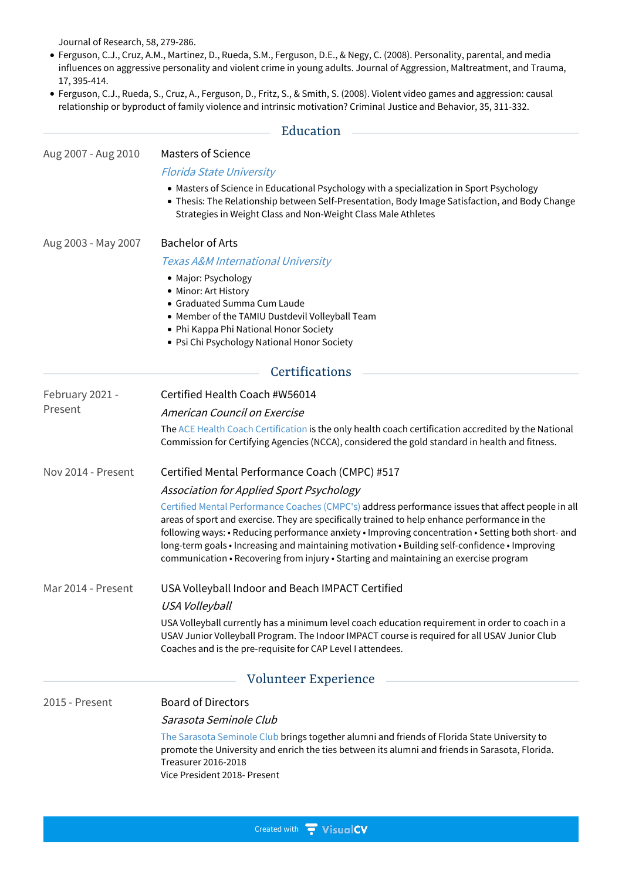Journal of Research, 58, 279-286.

- Ferguson, C.J., Cruz, A.M., Martinez, D., Rueda, S.M., Ferguson, D.E., & Negy, C. (2008). Personality, parental, and media influences on aggressive personality and violent crime in young adults. Journal of Aggression, Maltreatment, and Trauma, 17, 395-414.
- Ferguson, C.J., Rueda, S., Cruz, A., Ferguson, D., Fritz, S., & Smith, S. (2008). Violent video games and aggression: causal relationship or byproduct of family violence and intrinsic motivation? Criminal Justice and Behavior, 35, 311-332.

## Education

Aug 2007 - Aug 2010

### Masters of Science

*Florida State University*

- Masters of Science in Educational Psychology with a specialization in Sport Psychology
- Thesis: The Relationship between Self-Presentation, Body Image Satisfaction, and Body Change Strategies in Weight Class and Non-Weight Class Male Athletes

Aug 2003 - May 2007

### Bachelor of Arts

*Texas A&M International University*

- Major: Psychology
- Minor: Art History
- Graduated Summa Cum Laude
- Member of the TAMIU Dustdevil Volleyball Team
- Phi Kappa Phi National Honor Society
- Psi Chi Psychology National Honor Society

## Certifications

February 2021 - Present

### Certified Health Coach #W56014

*American Council on Exercise*

The ACE Health Coach Certification is the only health coach certification accredited by the National Commission for Certifying Agencies (NCCA), considered the gold standard in health and fitness.

Nov 2014 - Present

### Certified Mental Performance Coach (CMPC) #517

*Association for Applied Sport Psychology*

Certified Mental Performance Coaches (CMPC's) address performance issues that affect people in all areas of sport and exercise. They are specifically trained to help enhance performance in the following ways: • Reducing performance anxiety • Improving concentration • Setting both short- and long-term goals • Increasing and maintaining motivation • Building self-confidence • Improving communication • Recovering from injury • Starting and maintaining an exercise program

Mar 2014 - Present

### USA Volleyball Indoor and Beach IMPACT Certified

*USA Volleyball*

USA Volleyball currently has a minimum level coach education requirement in order to coach in a USAV Junior Volleyball Program. The Indoor IMPACT course is required for all USAV Junior Club Coaches and is the pre-requisite for CAP Level I attendees.

## Volunteer Experience

2015 - Present

### Board of Directors

*Sarasota Seminole Club*

The Sarasota Seminole Club brings together alumni and friends of Florida State University to promote the University and enrich the ties between its alumni and friends in Sarasota, Florida.
Treasurer 2016-2018
Vice President 2018- Present